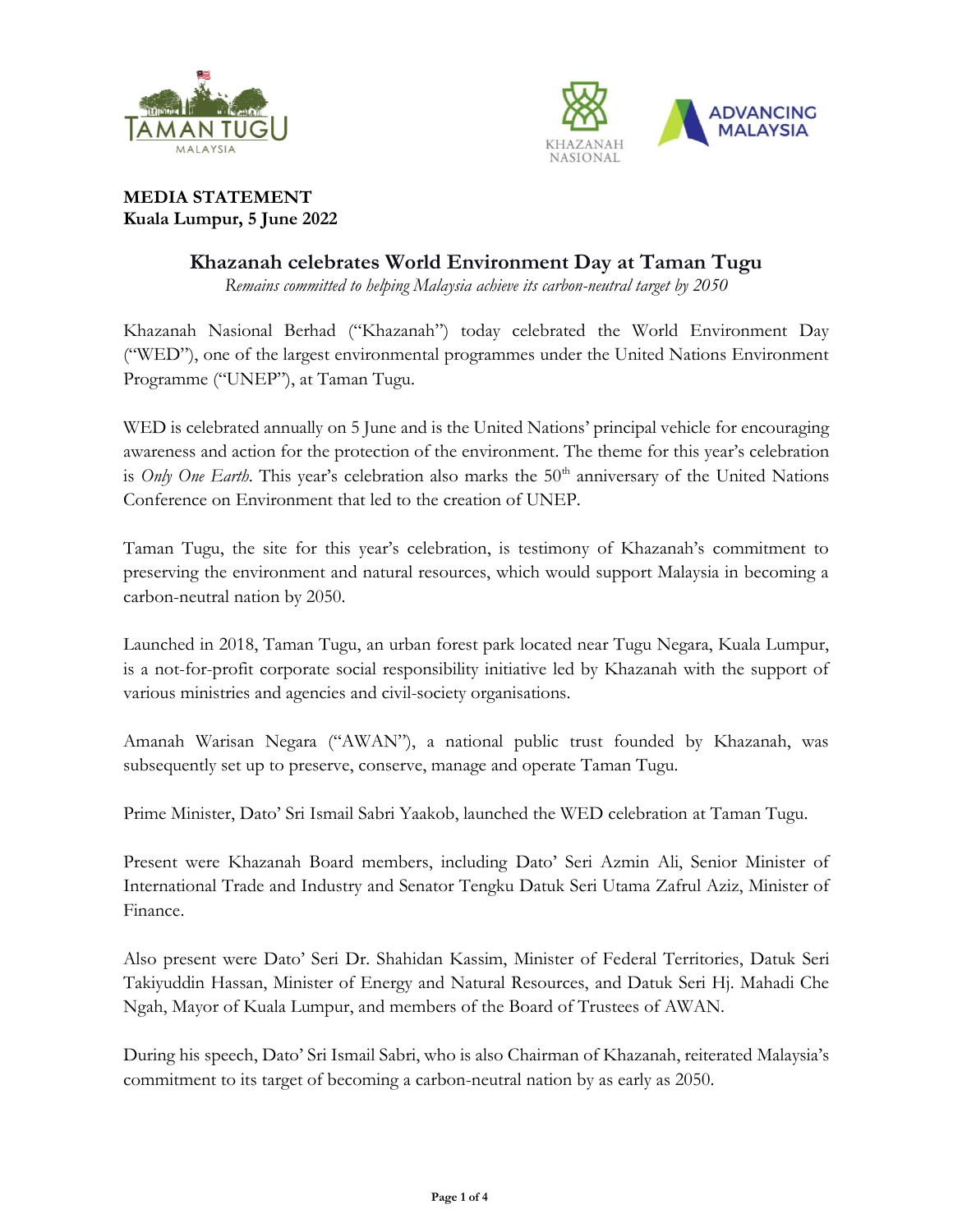**MEDIA STATEMENT**
**Kuala Lumpur, 5 June 2022**

# Khazanah celebrates World Environment Day at Taman Tugu

*Remains committed to helping Malaysia achieve its carbon-neutral target by 2050*

Khazanah Nasional Berhad ("Khazanah") today celebrated the World Environment Day ("WED"), one of the largest environmental programmes under the United Nations Environment Programme ("UNEP"), at Taman Tugu.

WED is celebrated annually on 5 June and is the United Nations' principal vehicle for encouraging awareness and action for the protection of the environment. The theme for this year's celebration is *Only One Earth*. This year's celebration also marks the 50th anniversary of the United Nations Conference on Environment that led to the creation of UNEP.

Taman Tugu, the site for this year's celebration, is testimony of Khazanah's commitment to preserving the environment and natural resources, which would support Malaysia in becoming a carbon-neutral nation by 2050.

Launched in 2018, Taman Tugu, an urban forest park located near Tugu Negara, Kuala Lumpur, is a not-for-profit corporate social responsibility initiative led by Khazanah with the support of various ministries and agencies and civil-society organisations.

Amanah Warisan Negara ("AWAN"), a national public trust founded by Khazanah, was subsequently set up to preserve, conserve, manage and operate Taman Tugu.

Prime Minister, Dato' Sri Ismail Sabri Yaakob, launched the WED celebration at Taman Tugu.

Present were Khazanah Board members, including Dato' Seri Azmin Ali, Senior Minister of International Trade and Industry and Senator Tengku Datuk Seri Utama Zafrul Aziz, Minister of Finance.

Also present were Dato' Seri Dr. Shahidan Kassim, Minister of Federal Territories, Datuk Seri Takiyuddin Hassan, Minister of Energy and Natural Resources, and Datuk Seri Hj. Mahadi Che Ngah, Mayor of Kuala Lumpur, and members of the Board of Trustees of AWAN.

During his speech, Dato' Sri Ismail Sabri, who is also Chairman of Khazanah, reiterated Malaysia's commitment to its target of becoming a carbon-neutral nation by as early as 2050.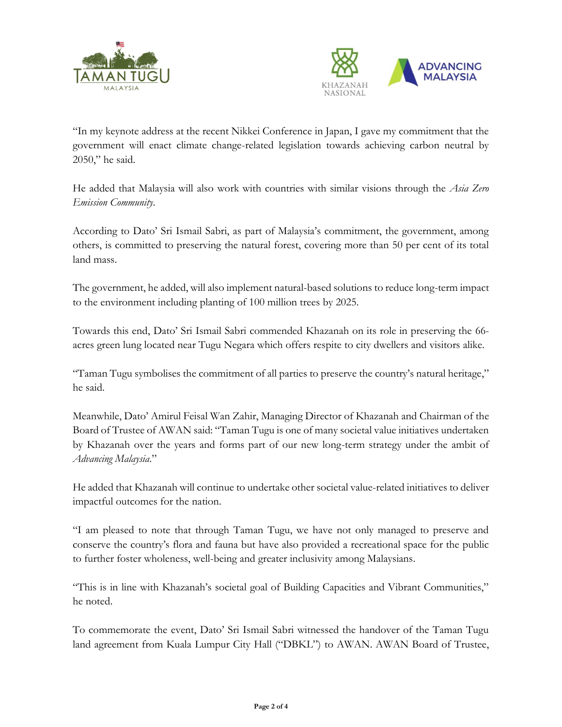"In my keynote address at the recent Nikkei Conference in Japan, I gave my commitment that the government will enact climate change-related legislation towards achieving carbon neutral by 2050," he said.

He added that Malaysia will also work with countries with similar visions through the *Asia Zero Emission Community*.

According to Dato' Sri Ismail Sabri, as part of Malaysia's commitment, the government, among others, is committed to preserving the natural forest, covering more than 50 per cent of its total land mass.

The government, he added, will also implement natural-based solutions to reduce long-term impact to the environment including planting of 100 million trees by 2025.

Towards this end, Dato' Sri Ismail Sabri commended Khazanah on its role in preserving the 66-acres green lung located near Tugu Negara which offers respite to city dwellers and visitors alike.

"Taman Tugu symbolises the commitment of all parties to preserve the country's natural heritage," he said.

Meanwhile, Dato' Amirul Feisal Wan Zahir, Managing Director of Khazanah and Chairman of the Board of Trustee of AWAN said: "Taman Tugu is one of many societal value initiatives undertaken by Khazanah over the years and forms part of our new long-term strategy under the ambit of *Advancing Malaysia*."

He added that Khazanah will continue to undertake other societal value-related initiatives to deliver impactful outcomes for the nation.

"I am pleased to note that through Taman Tugu, we have not only managed to preserve and conserve the country's flora and fauna but have also provided a recreational space for the public to further foster wholeness, well-being and greater inclusivity among Malaysians.

"This is in line with Khazanah's societal goal of Building Capacities and Vibrant Communities," he noted.

To commemorate the event, Dato' Sri Ismail Sabri witnessed the handover of the Taman Tugu land agreement from Kuala Lumpur City Hall ("DBKL") to AWAN. AWAN Board of Trustee,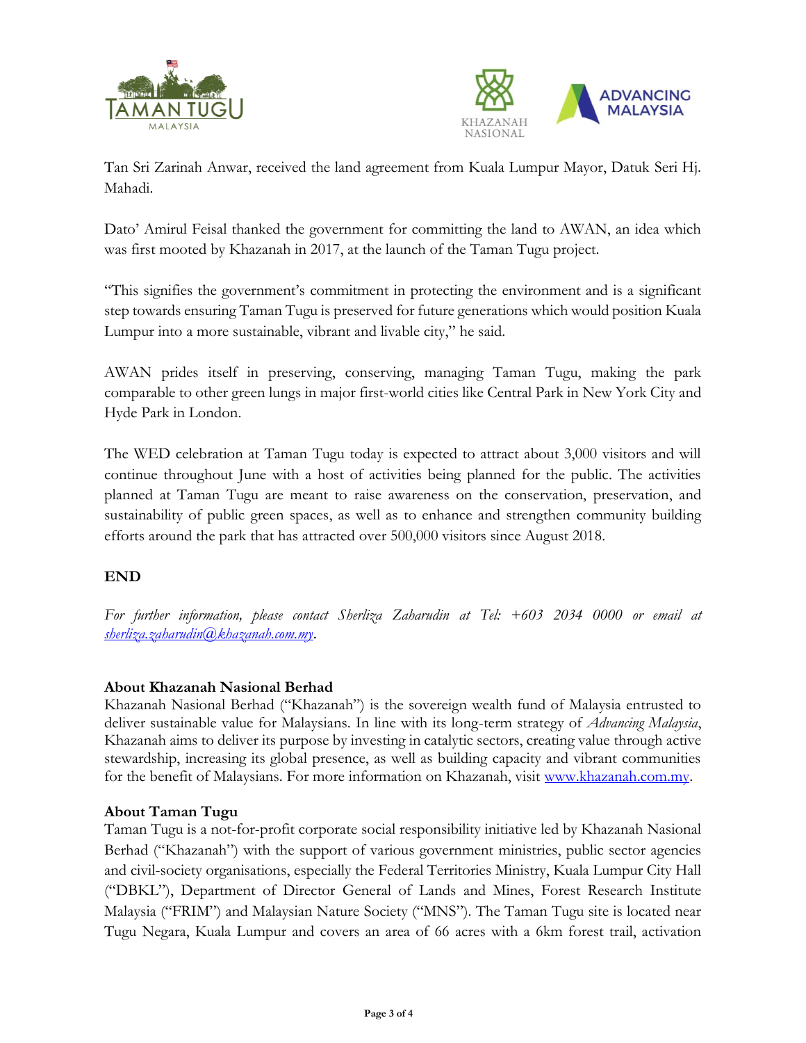Tan Sri Zarinah Anwar, received the land agreement from Kuala Lumpur Mayor, Datuk Seri Hj. Mahadi.

Dato' Amirul Feisal thanked the government for committing the land to AWAN, an idea which was first mooted by Khazanah in 2017, at the launch of the Taman Tugu project.

"This signifies the government's commitment in protecting the environment and is a significant step towards ensuring Taman Tugu is preserved for future generations which would position Kuala Lumpur into a more sustainable, vibrant and livable city," he said.

AWAN prides itself in preserving, conserving, managing Taman Tugu, making the park comparable to other green lungs in major first-world cities like Central Park in New York City and Hyde Park in London.

The WED celebration at Taman Tugu today is expected to attract about 3,000 visitors and will continue throughout June with a host of activities being planned for the public. The activities planned at Taman Tugu are meant to raise awareness on the conservation, preservation, and sustainability of public green spaces, as well as to enhance and strengthen community building efforts around the park that has attracted over 500,000 visitors since August 2018.

**END**

*For further information, please contact Sherliza Zaharudin at Tel: +603 2034 0000 or email at [sherliza.zaharudin@khazanah.com.my](mailto:sherliza.zaharudin@khazanah.com.my).*

**About Khazanah Nasional Berhad**
Khazanah Nasional Berhad ("Khazanah") is the sovereign wealth fund of Malaysia entrusted to deliver sustainable value for Malaysians. In line with its long-term strategy of *Advancing Malaysia*, Khazanah aims to deliver its purpose by investing in catalytic sectors, creating value through active stewardship, increasing its global presence, as well as building capacity and vibrant communities for the benefit of Malaysians. For more information on Khazanah, visit [www.khazanah.com.my](http://www.khazanah.com.my).

**About Taman Tugu**
Taman Tugu is a not-for-profit corporate social responsibility initiative led by Khazanah Nasional Berhad ("Khazanah") with the support of various government ministries, public sector agencies and civil-society organisations, especially the Federal Territories Ministry, Kuala Lumpur City Hall ("DBKL"), Department of Director General of Lands and Mines, Forest Research Institute Malaysia ("FRIM") and Malaysian Nature Society ("MNS"). The Taman Tugu site is located near Tugu Negara, Kuala Lumpur and covers an area of 66 acres with a 6km forest trail, activation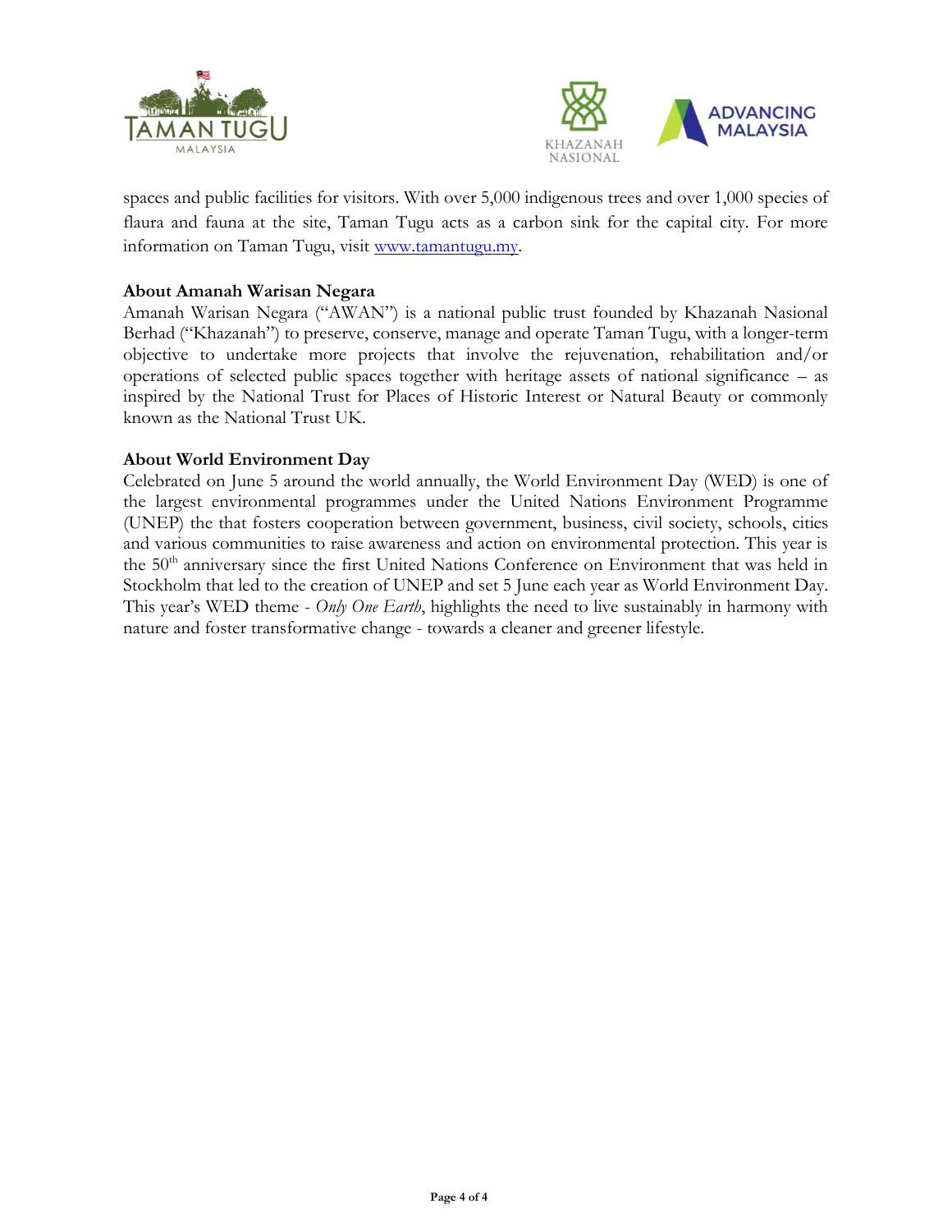spaces and public facilities for visitors. With over 5,000 indigenous trees and over 1,000 species of flaura and fauna at the site, Taman Tugu acts as a carbon sink for the capital city. For more information on Taman Tugu, visit [www.tamantugu.my](http://www.tamantugu.my).

**About Amanah Warisan Negara**

Amanah Warisan Negara ("AWAN") is a national public trust founded by Khazanah Nasional Berhad ("Khazanah") to preserve, conserve, manage and operate Taman Tugu, with a longer-term objective to undertake more projects that involve the rejuvenation, rehabilitation and/or operations of selected public spaces together with heritage assets of national significance – as inspired by the National Trust for Places of Historic Interest or Natural Beauty or commonly known as the National Trust UK.

**About World Environment Day**

Celebrated on June 5 around the world annually, the World Environment Day (WED) is one of the largest environmental programmes under the United Nations Environment Programme (UNEP) the that fosters cooperation between government, business, civil society, schools, cities and various communities to raise awareness and action on environmental protection. This year is the 50th anniversary since the first United Nations Conference on Environment that was held in Stockholm that led to the creation of UNEP and set 5 June each year as World Environment Day. This year's WED theme - *Only One Earth*, highlights the need to live sustainably in harmony with nature and foster transformative change - towards a cleaner and greener lifestyle.